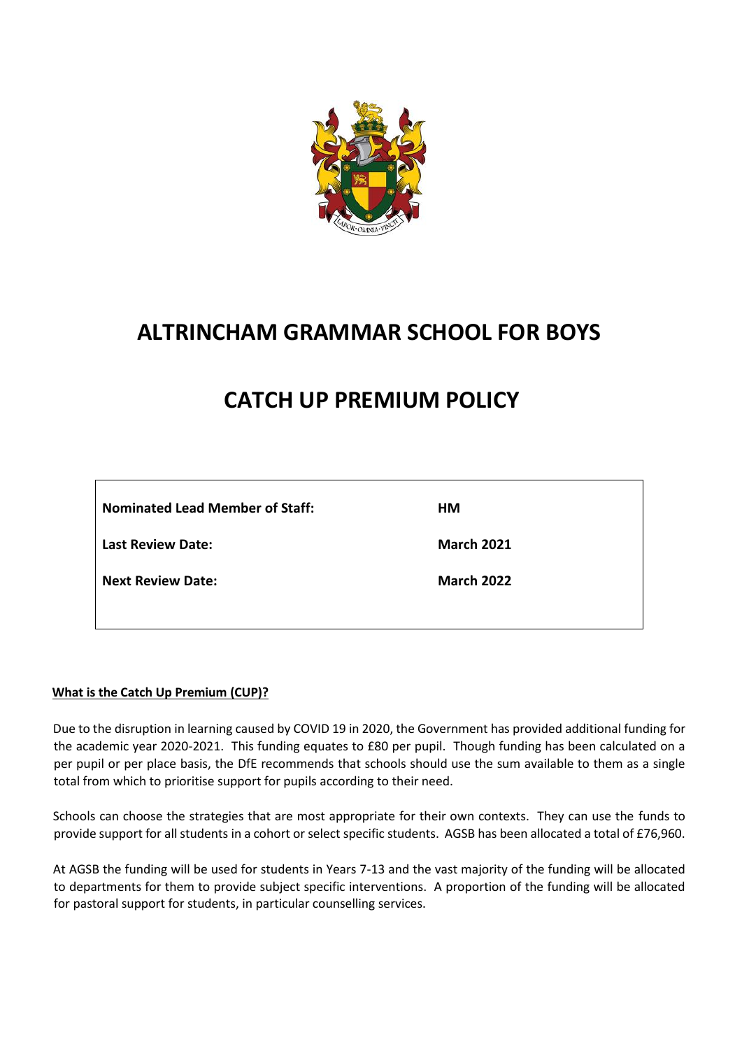# ALTRINCHAM GRAMMAR SCHOOL FOR BOYS

# CATCH UP PREMIUM POLICY

| | |
|---|---|
| **Nominated Lead Member of Staff:** | **HM** |
| **Last Review Date:** | **March 2021** |
| **Next Review Date:** | **March 2022** |

**What is the Catch Up Premium (CUP)?**

Due to the disruption in learning caused by COVID 19 in 2020, the Government has provided additional funding for the academic year 2020-2021. This funding equates to £80 per pupil. Though funding has been calculated on a per pupil or per place basis, the DfE recommends that schools should use the sum available to them as a single total from which to prioritise support for pupils according to their need.

Schools can choose the strategies that are most appropriate for their own contexts. They can use the funds to provide support for all students in a cohort or select specific students. AGSB has been allocated a total of £76,960.

At AGSB the funding will be used for students in Years 7-13 and the vast majority of the funding will be allocated to departments for them to provide subject specific interventions. A proportion of the funding will be allocated for pastoral support for students, in particular counselling services.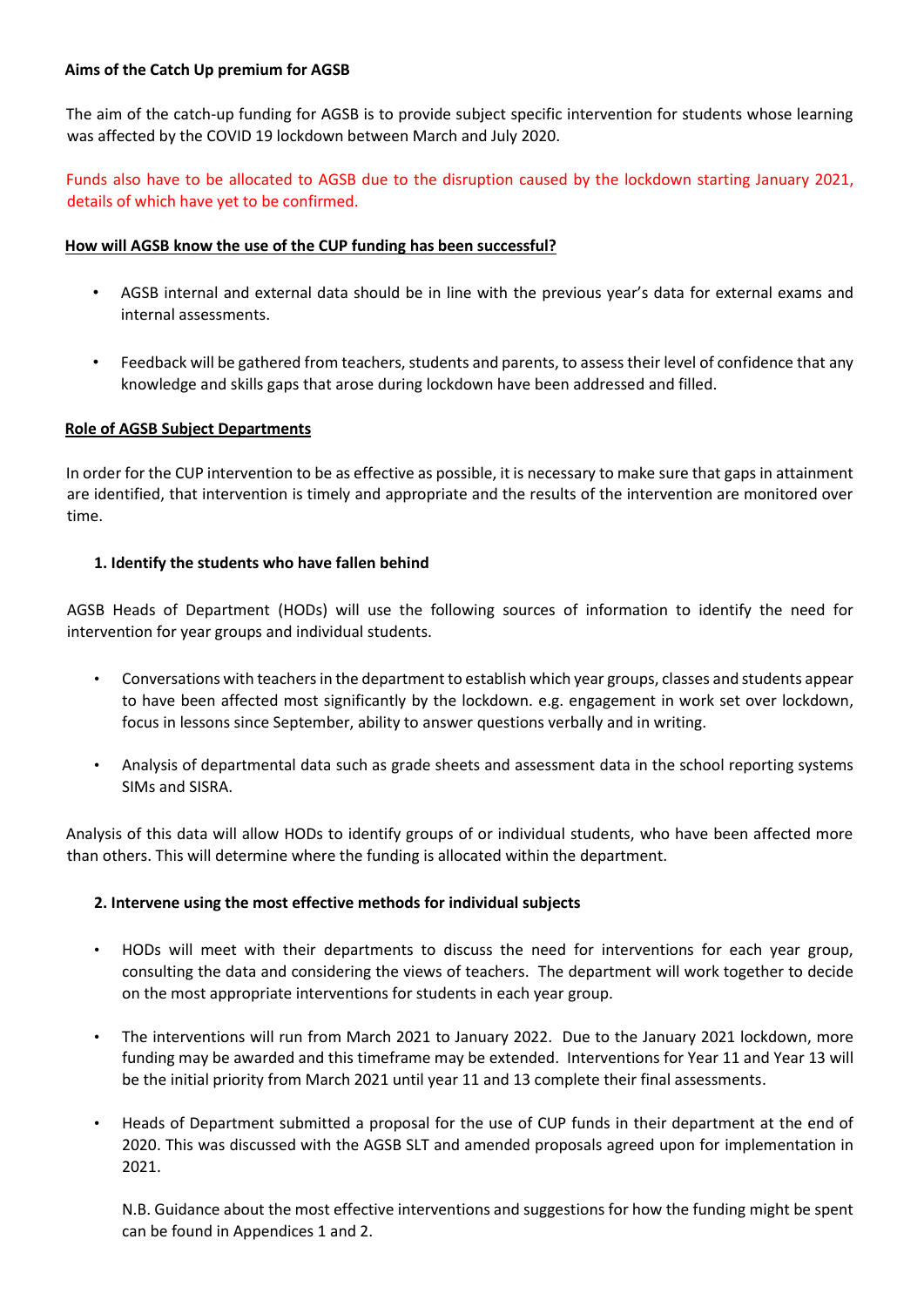**Aims of the Catch Up premium for AGSB**

The aim of the catch-up funding for AGSB is to provide subject specific intervention for students whose learning was affected by the COVID 19 lockdown between March and July 2020.

Funds also have to be allocated to AGSB due to the disruption caused by the lockdown starting January 2021, details of which have yet to be confirmed.

**How will AGSB know the use of the CUP funding has been successful?**

- AGSB internal and external data should be in line with the previous year's data for external exams and internal assessments.
- Feedback will be gathered from teachers, students and parents, to assess their level of confidence that any knowledge and skills gaps that arose during lockdown have been addressed and filled.

**Role of AGSB Subject Departments**

In order for the CUP intervention to be as effective as possible, it is necessary to make sure that gaps in attainment are identified, that intervention is timely and appropriate and the results of the intervention are monitored over time.

**1. Identify the students who have fallen behind**

AGSB Heads of Department (HODs) will use the following sources of information to identify the need for intervention for year groups and individual students.

- Conversations with teachers in the department to establish which year groups, classes and students appear to have been affected most significantly by the lockdown. e.g. engagement in work set over lockdown, focus in lessons since September, ability to answer questions verbally and in writing.
- Analysis of departmental data such as grade sheets and assessment data in the school reporting systems SIMs and SISRA.

Analysis of this data will allow HODs to identify groups of or individual students, who have been affected more than others. This will determine where the funding is allocated within the department.

**2. Intervene using the most effective methods for individual subjects**

- HODs will meet with their departments to discuss the need for interventions for each year group, consulting the data and considering the views of teachers. The department will work together to decide on the most appropriate interventions for students in each year group.
- The interventions will run from March 2021 to January 2022. Due to the January 2021 lockdown, more funding may be awarded and this timeframe may be extended. Interventions for Year 11 and Year 13 will be the initial priority from March 2021 until year 11 and 13 complete their final assessments.
- Heads of Department submitted a proposal for the use of CUP funds in their department at the end of 2020. This was discussed with the AGSB SLT and amended proposals agreed upon for implementation in 2021.

  N.B. Guidance about the most effective interventions and suggestions for how the funding might be spent can be found in Appendices 1 and 2.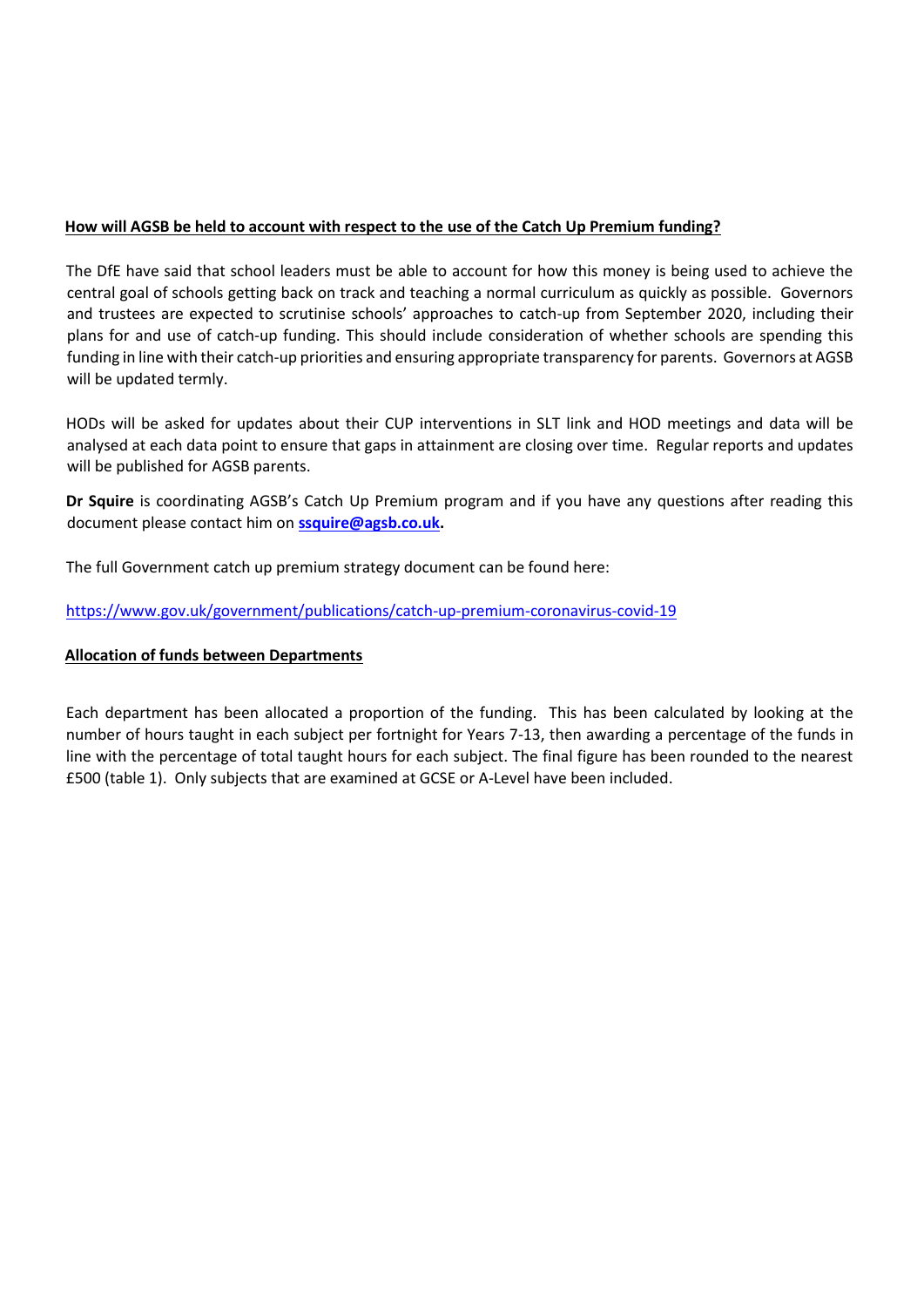**<u>How will AGSB be held to account with respect to the use of the Catch Up Premium funding?</u>**

The DfE have said that school leaders must be able to account for how this money is being used to achieve the central goal of schools getting back on track and teaching a normal curriculum as quickly as possible. Governors and trustees are expected to scrutinise schools' approaches to catch-up from September 2020, including their plans for and use of catch-up funding. This should include consideration of whether schools are spending this funding in line with their catch-up priorities and ensuring appropriate transparency for parents. Governors at AGSB will be updated termly.

HODs will be asked for updates about their CUP interventions in SLT link and HOD meetings and data will be analysed at each data point to ensure that gaps in attainment are closing over time. Regular reports and updates will be published for AGSB parents.

**Dr Squire** is coordinating AGSB's Catch Up Premium program and if you have any questions after reading this document please contact him on **[ssquire@agsb.co.uk](mailto:ssquire@agsb.co.uk).**

The full Government catch up premium strategy document can be found here:

https://www.gov.uk/government/publications/catch-up-premium-coronavirus-covid-19

**<u>Allocation of funds between Departments</u>**

Each department has been allocated a proportion of the funding. This has been calculated by looking at the number of hours taught in each subject per fortnight for Years 7-13, then awarding a percentage of the funds in line with the percentage of total taught hours for each subject. The final figure has been rounded to the nearest £500 (table 1). Only subjects that are examined at GCSE or A-Level have been included.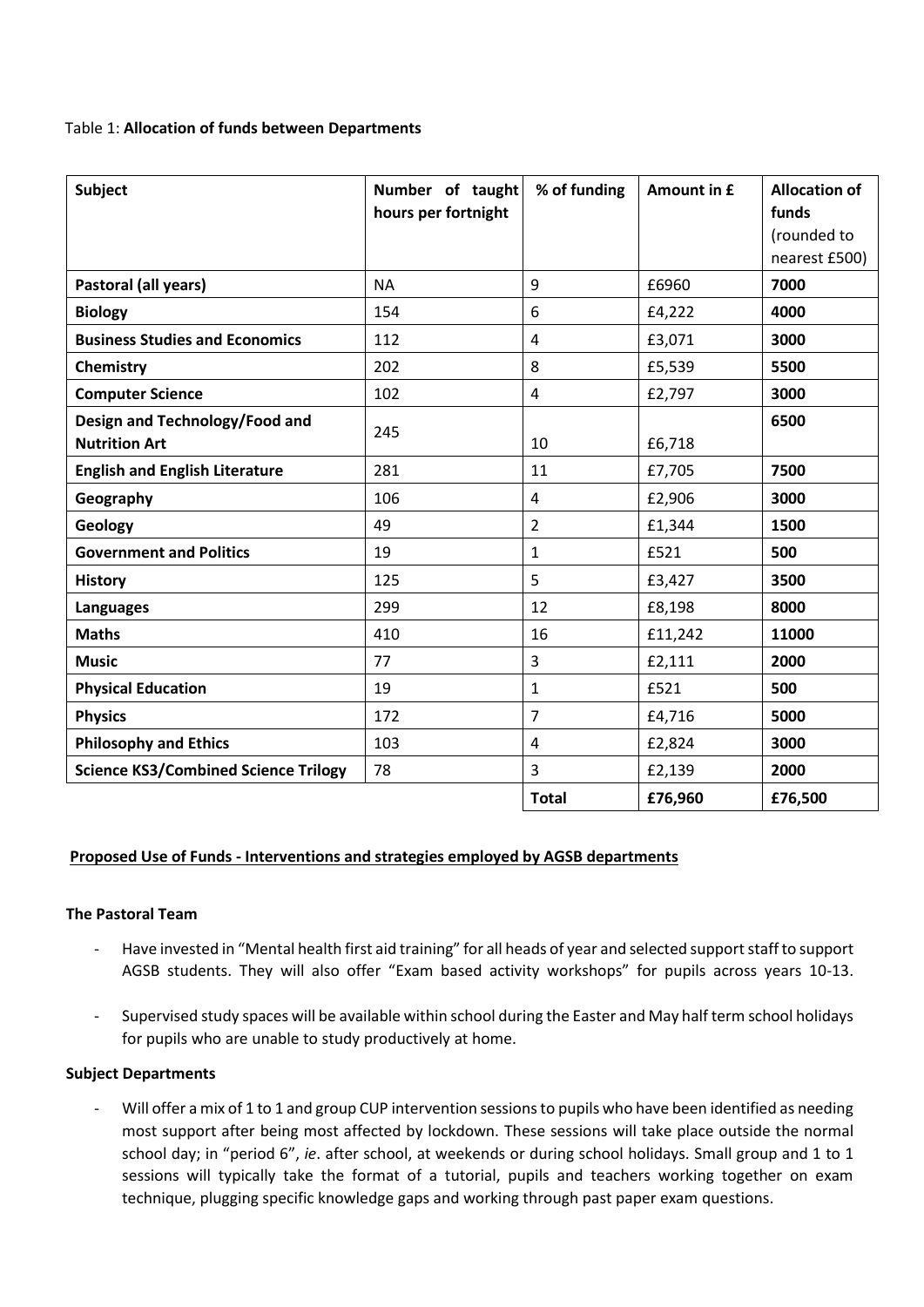Table 1: **Allocation of funds between Departments**

| Subject | Number of taught hours per fortnight | % of funding | Amount in £ | Allocation of funds (rounded to nearest £500) |
|---|---|---|---|---|
| **Pastoral (all years)** | NA | 9 | £6960 | **7000** |
| **Biology** | 154 | 6 | £4,222 | **4000** |
| **Business Studies and Economics** | 112 | 4 | £3,071 | **3000** |
| **Chemistry** | 202 | 8 | £5,539 | **5500** |
| **Computer Science** | 102 | 4 | £2,797 | **3000** |
| **Design and Technology/Food and Nutrition Art** | 245 | 10 | £6,718 | **6500** |
| **English and English Literature** | 281 | 11 | £7,705 | **7500** |
| **Geography** | 106 | 4 | £2,906 | **3000** |
| **Geology** | 49 | 2 | £1,344 | **1500** |
| **Government and Politics** | 19 | 1 | £521 | **500** |
| **History** | 125 | 5 | £3,427 | **3500** |
| **Languages** | 299 | 12 | £8,198 | **8000** |
| **Maths** | 410 | 16 | £11,242 | **11000** |
| **Music** | 77 | 3 | £2,111 | **2000** |
| **Physical Education** | 19 | 1 | £521 | **500** |
| **Physics** | 172 | 7 | £4,716 | **5000** |
| **Philosophy and Ethics** | 103 | 4 | £2,824 | **3000** |
| **Science KS3/Combined Science Trilogy** | 78 | 3 | £2,139 | **2000** |
| | | **Total** | **£76,960** | **£76,500** |

**Proposed Use of Funds - Interventions and strategies employed by AGSB departments**

**The Pastoral Team**

- Have invested in "Mental health first aid training" for all heads of year and selected support staff to support AGSB students. They will also offer "Exam based activity workshops" for pupils across years 10-13.

- Supervised study spaces will be available within school during the Easter and May half term school holidays for pupils who are unable to study productively at home.

**Subject Departments**

- Will offer a mix of 1 to 1 and group CUP intervention sessions to pupils who have been identified as needing most support after being most affected by lockdown. These sessions will take place outside the normal school day; in "period 6", *ie*. after school, at weekends or during school holidays. Small group and 1 to 1 sessions will typically take the format of a tutorial, pupils and teachers working together on exam technique, plugging specific knowledge gaps and working through past paper exam questions.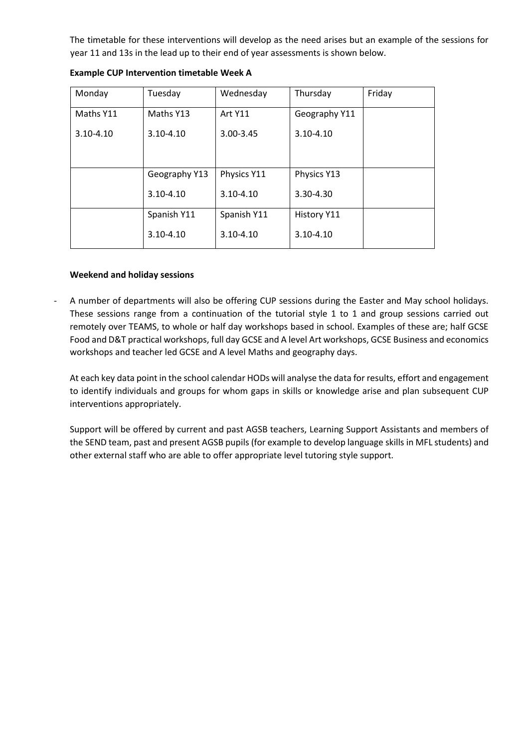The timetable for these interventions will develop as the need arises but an example of the sessions for year 11 and 13s in the lead up to their end of year assessments is shown below.

**Example CUP Intervention timetable Week A**

| Monday | Tuesday | Wednesday | Thursday | Friday |
|---|---|---|---|---|
| Maths Y11<br>3.10-4.10 | Maths Y13<br>3.10-4.10 | Art Y11<br>3.00-3.45 | Geography Y11<br>3.10-4.10 | |
| | Geography Y13<br>3.10-4.10 | Physics Y11<br>3.10-4.10 | Physics Y13<br>3.30-4.30 | |
| | Spanish Y11<br>3.10-4.10 | Spanish Y11<br>3.10-4.10 | History Y11<br>3.10-4.10 | |

**Weekend and holiday sessions**

- A number of departments will also be offering CUP sessions during the Easter and May school holidays. These sessions range from a continuation of the tutorial style 1 to 1 and group sessions carried out remotely over TEAMS, to whole or half day workshops based in school. Examples of these are; half GCSE Food and D&T practical workshops, full day GCSE and A level Art workshops, GCSE Business and economics workshops and teacher led GCSE and A level Maths and geography days.

  At each key data point in the school calendar HODs will analyse the data for results, effort and engagement to identify individuals and groups for whom gaps in skills or knowledge arise and plan subsequent CUP interventions appropriately.

  Support will be offered by current and past AGSB teachers, Learning Support Assistants and members of the SEND team, past and present AGSB pupils (for example to develop language skills in MFL students) and other external staff who are able to offer appropriate level tutoring style support.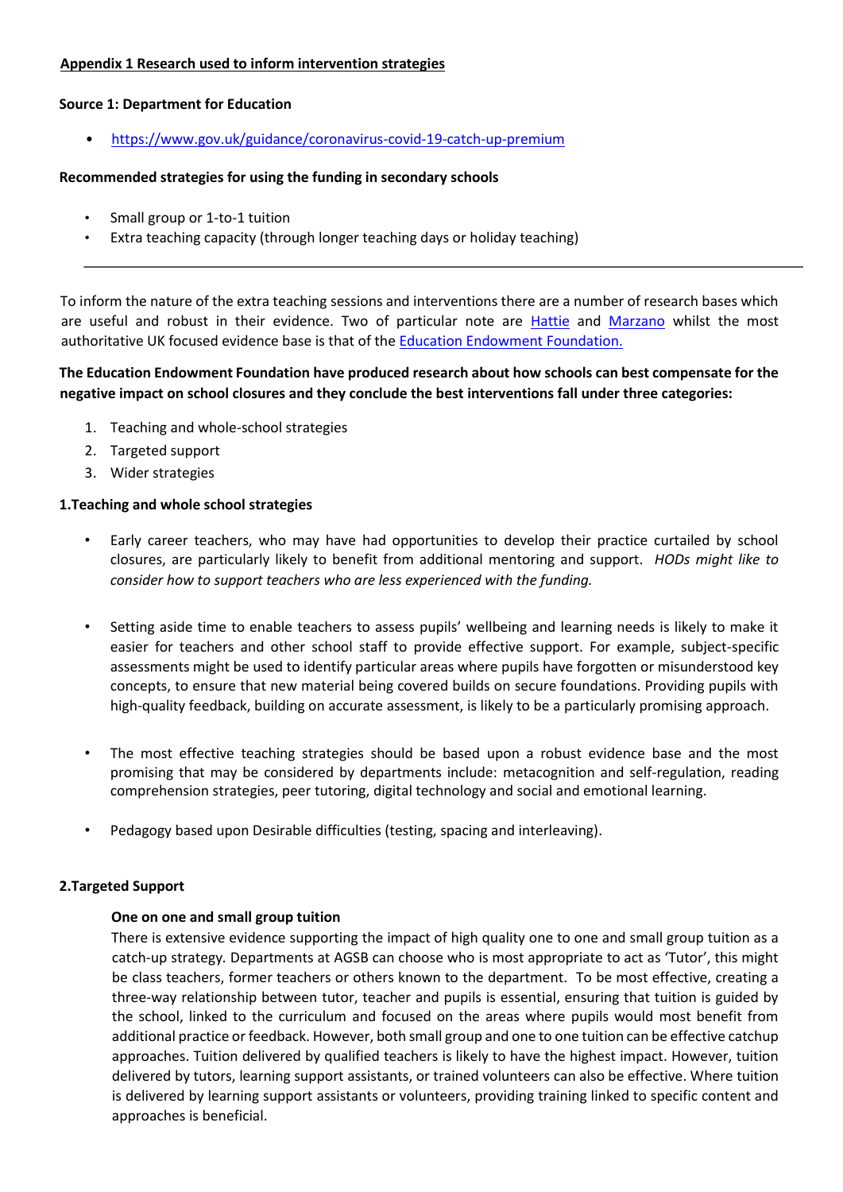**Appendix 1 Research used to inform intervention strategies**

**Source 1: Department for Education**

- [https://www.gov.uk/guidance/coronavirus-covid-19-catch-up-premium](https://www.gov.uk/guidance/coronavirus-covid-19-catch-up-premium)

**Recommended strategies for using the funding in secondary schools**

- Small group or 1-to-1 tuition
- Extra teaching capacity (through longer teaching days or holiday teaching)

---

To inform the nature of the extra teaching sessions and interventions there are a number of research bases which are useful and robust in their evidence. Two of particular note are Hattie and Marzano whilst the most authoritative UK focused evidence base is that of the Education Endowment Foundation.

**The Education Endowment Foundation have produced research about how schools can best compensate for the negative impact on school closures and they conclude the best interventions fall under three categories:**

1. Teaching and whole-school strategies
2. Targeted support
3. Wider strategies

**1.Teaching and whole school strategies**

- Early career teachers, who may have had opportunities to develop their practice curtailed by school closures, are particularly likely to benefit from additional mentoring and support. *HODs might like to consider how to support teachers who are less experienced with the funding.*

- Setting aside time to enable teachers to assess pupils' wellbeing and learning needs is likely to make it easier for teachers and other school staff to provide effective support. For example, subject-specific assessments might be used to identify particular areas where pupils have forgotten or misunderstood key concepts, to ensure that new material being covered builds on secure foundations. Providing pupils with high-quality feedback, building on accurate assessment, is likely to be a particularly promising approach.

- The most effective teaching strategies should be based upon a robust evidence base and the most promising that may be considered by departments include: metacognition and self-regulation, reading comprehension strategies, peer tutoring, digital technology and social and emotional learning.

- Pedagogy based upon Desirable difficulties (testing, spacing and interleaving).

**2.Targeted Support**

**One on one and small group tuition**

There is extensive evidence supporting the impact of high quality one to one and small group tuition as a catch-up strategy. Departments at AGSB can choose who is most appropriate to act as 'Tutor', this might be class teachers, former teachers or others known to the department. To be most effective, creating a three-way relationship between tutor, teacher and pupils is essential, ensuring that tuition is guided by the school, linked to the curriculum and focused on the areas where pupils would most benefit from additional practice or feedback. However, both small group and one to one tuition can be effective catchup approaches. Tuition delivered by qualified teachers is likely to have the highest impact. However, tuition delivered by tutors, learning support assistants, or trained volunteers can also be effective. Where tuition is delivered by learning support assistants or volunteers, providing training linked to specific content and approaches is beneficial.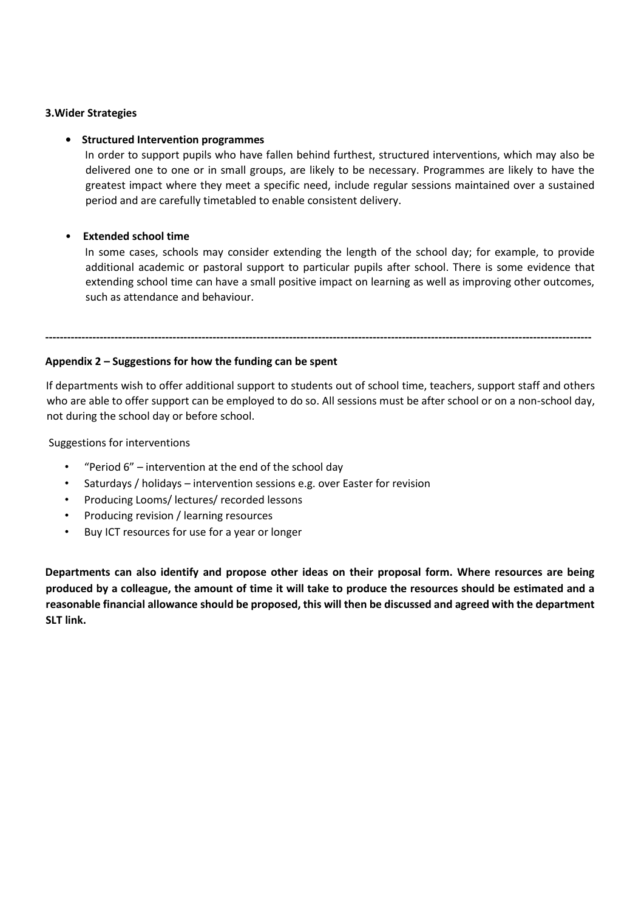### 3.Wider Strategies

- **Structured Intervention programmes**

  In order to support pupils who have fallen behind furthest, structured interventions, which may also be delivered one to one or in small groups, are likely to be necessary. Programmes are likely to have the greatest impact where they meet a specific need, include regular sessions maintained over a sustained period and are carefully timetabled to enable consistent delivery.

- **Extended school time**

  In some cases, schools may consider extending the length of the school day; for example, to provide additional academic or pastoral support to particular pupils after school. There is some evidence that extending school time can have a small positive impact on learning as well as improving other outcomes, such as attendance and behaviour.

---

### Appendix 2 – Suggestions for how the funding can be spent

If departments wish to offer additional support to students out of school time, teachers, support staff and others who are able to offer support can be employed to do so. All sessions must be after school or on a non-school day, not during the school day or before school.

Suggestions for interventions

- "Period 6" – intervention at the end of the school day
- Saturdays / holidays – intervention sessions e.g. over Easter for revision
- Producing Looms/ lectures/ recorded lessons
- Producing revision / learning resources
- Buy ICT resources for use for a year or longer

**Departments can also identify and propose other ideas on their proposal form. Where resources are being produced by a colleague, the amount of time it will take to produce the resources should be estimated and a reasonable financial allowance should be proposed, this will then be discussed and agreed with the department SLT link.**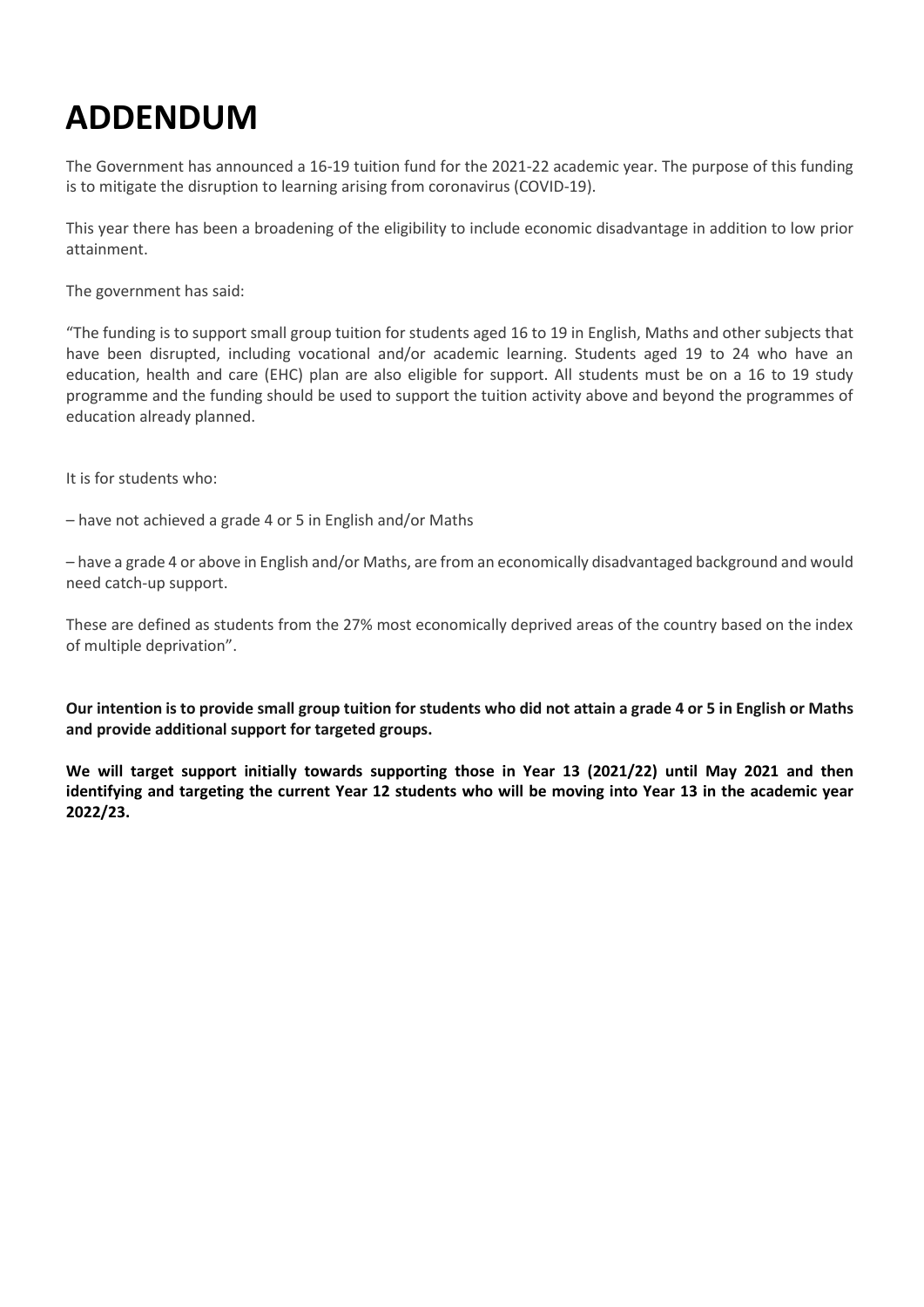# ADDENDUM

The Government has announced a 16-19 tuition fund for the 2021-22 academic year. The purpose of this funding is to mitigate the disruption to learning arising from coronavirus (COVID-19).

This year there has been a broadening of the eligibility to include economic disadvantage in addition to low prior attainment.

The government has said:

"The funding is to support small group tuition for students aged 16 to 19 in English, Maths and other subjects that have been disrupted, including vocational and/or academic learning. Students aged 19 to 24 who have an education, health and care (EHC) plan are also eligible for support. All students must be on a 16 to 19 study programme and the funding should be used to support the tuition activity above and beyond the programmes of education already planned.

It is for students who:

– have not achieved a grade 4 or 5 in English and/or Maths

– have a grade 4 or above in English and/or Maths, are from an economically disadvantaged background and would need catch-up support.

These are defined as students from the 27% most economically deprived areas of the country based on the index of multiple deprivation".

**Our intention is to provide small group tuition for students who did not attain a grade 4 or 5 in English or Maths and provide additional support for targeted groups.**

**We will target support initially towards supporting those in Year 13 (2021/22) until May 2021 and then identifying and targeting the current Year 12 students who will be moving into Year 13 in the academic year 2022/23.**